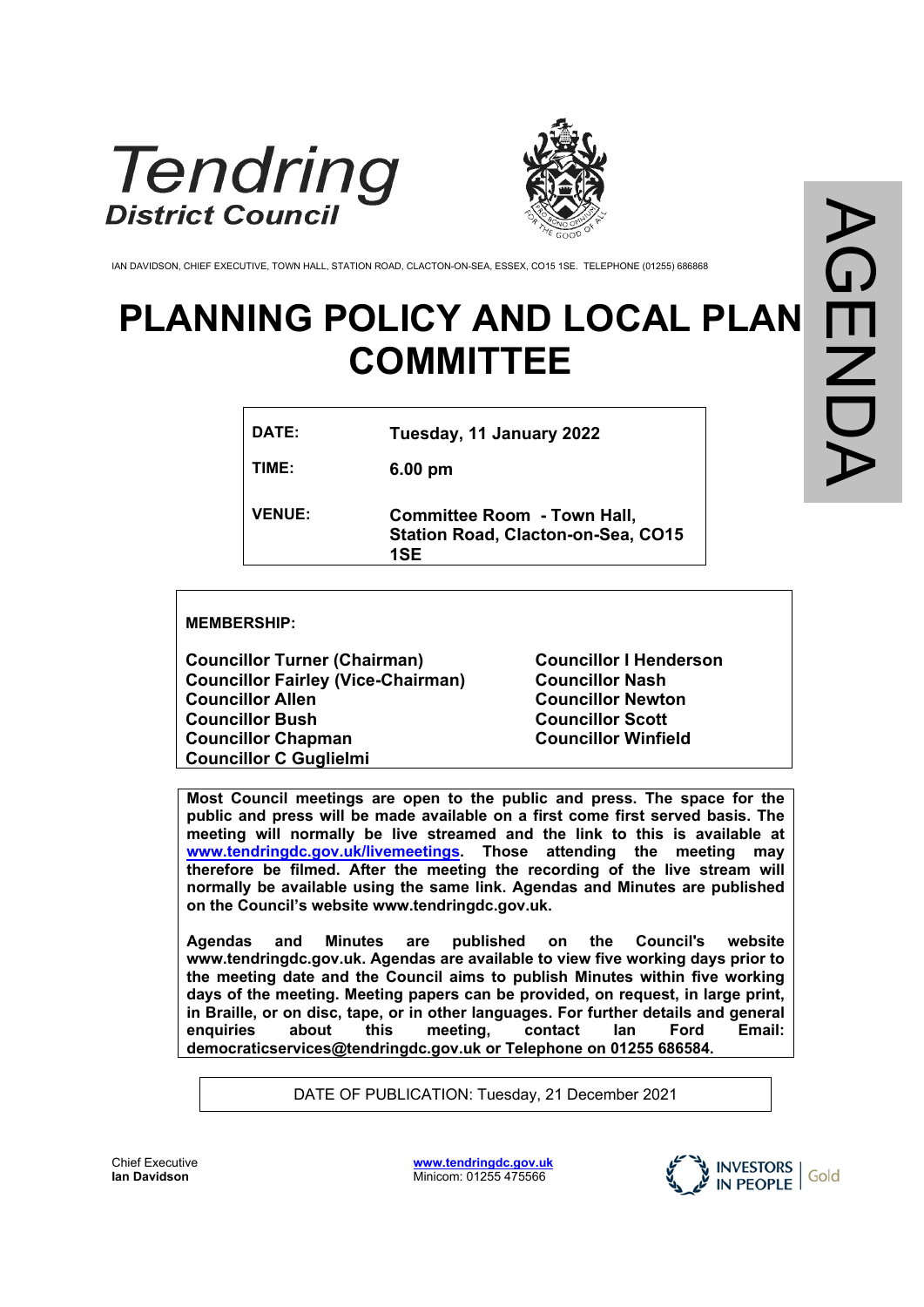Tendring District Council

IAN DAVIDSON, CHIEF EXECUTIVE, TOWN HALL, STATION ROAD, CLACTON-ON-SEA, ESSEX, CO15 1SE. TELEPHONE (01255) 686868

AGENDA

# PLANNING POLICY AND LOCAL PLAN COMMITTEE

| | |
|---|---|
| **DATE:** | **Tuesday, 11 January 2022** |
| **TIME:** | **6.00 pm** |
| **VENUE:** | **Committee Room - Town Hall, Station Road, Clacton-on-Sea, CO15 1SE** |

**MEMBERSHIP:**

**Councillor Turner (Chairman)**
**Councillor Fairley (Vice-Chairman)**
**Councillor Allen**
**Councillor Bush**
**Councillor Chapman**
**Councillor C Guglielmi**
**Councillor I Henderson**
**Councillor Nash**
**Councillor Newton**
**Councillor Scott**
**Councillor Winfield**

**Most Council meetings are open to the public and press. The space for the public and press will be made available on a first come first served basis. The meeting will normally be live streamed and the link to this is available at [www.tendringdc.gov.uk/livemeetings](www.tendringdc.gov.uk/livemeetings). Those attending the meeting may therefore be filmed. After the meeting the recording of the live stream will normally be available using the same link. Agendas and Minutes are published on the Council's website www.tendringdc.gov.uk.**

**Agendas and Minutes are published on the Council's website www.tendringdc.gov.uk. Agendas are available to view five working days prior to the meeting date and the Council aims to publish Minutes within five working days of the meeting. Meeting papers can be provided, on request, in large print, in Braille, or on disc, tape, or in other languages. For further details and general enquiries about this meeting, contact Ian Ford Email: democraticservices@tendringdc.gov.uk or Telephone on 01255 686584.**

DATE OF PUBLICATION: Tuesday, 21 December 2021

Chief Executive
**Ian Davidson**

[www.tendringdc.gov.uk](www.tendringdc.gov.uk)
Minicom: 01255 475566

INVESTORS IN PEOPLE | Gold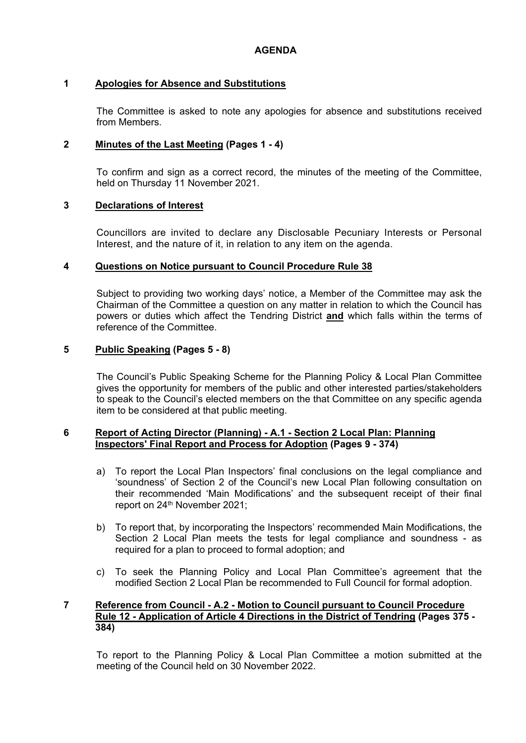# AGENDA

**1 Apologies for Absence and Substitutions**

The Committee is asked to note any apologies for absence and substitutions received from Members.

**2 Minutes of the Last Meeting (Pages 1 - 4)**

To confirm and sign as a correct record, the minutes of the meeting of the Committee, held on Thursday 11 November 2021.

**3 Declarations of Interest**

Councillors are invited to declare any Disclosable Pecuniary Interests or Personal Interest, and the nature of it, in relation to any item on the agenda.

**4 Questions on Notice pursuant to Council Procedure Rule 38**

Subject to providing two working days' notice, a Member of the Committee may ask the Chairman of the Committee a question on any matter in relation to which the Council has powers or duties which affect the Tendring District **and** which falls within the terms of reference of the Committee.

**5 Public Speaking (Pages 5 - 8)**

The Council's Public Speaking Scheme for the Planning Policy & Local Plan Committee gives the opportunity for members of the public and other interested parties/stakeholders to speak to the Council's elected members on the that Committee on any specific agenda item to be considered at that public meeting.

**6 Report of Acting Director (Planning) - A.1 - Section 2 Local Plan: Planning Inspectors' Final Report and Process for Adoption (Pages 9 - 374)**

a) To report the Local Plan Inspectors' final conclusions on the legal compliance and 'soundness' of Section 2 of the Council's new Local Plan following consultation on their recommended 'Main Modifications' and the subsequent receipt of their final report on 24th November 2021;

b) To report that, by incorporating the Inspectors' recommended Main Modifications, the Section 2 Local Plan meets the tests for legal compliance and soundness - as required for a plan to proceed to formal adoption; and

c) To seek the Planning Policy and Local Plan Committee's agreement that the modified Section 2 Local Plan be recommended to Full Council for formal adoption.

**7 Reference from Council - A.2 - Motion to Council pursuant to Council Procedure Rule 12 - Application of Article 4 Directions in the District of Tendring (Pages 375 - 384)**

To report to the Planning Policy & Local Plan Committee a motion submitted at the meeting of the Council held on 30 November 2022.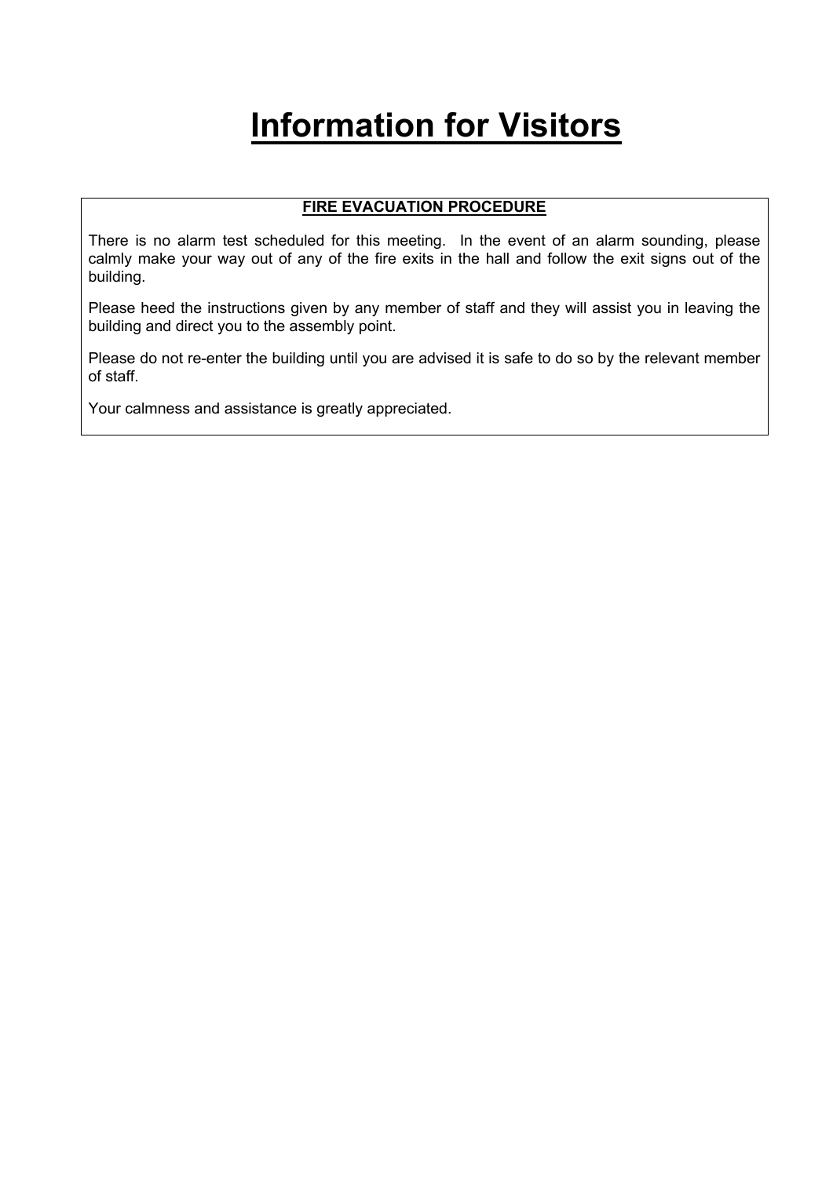# Information for Visitors

**FIRE EVACUATION PROCEDURE**

There is no alarm test scheduled for this meeting. In the event of an alarm sounding, please calmly make your way out of any of the fire exits in the hall and follow the exit signs out of the building.

Please heed the instructions given by any member of staff and they will assist you in leaving the building and direct you to the assembly point.

Please do not re-enter the building until you are advised it is safe to do so by the relevant member of staff.

Your calmness and assistance is greatly appreciated.